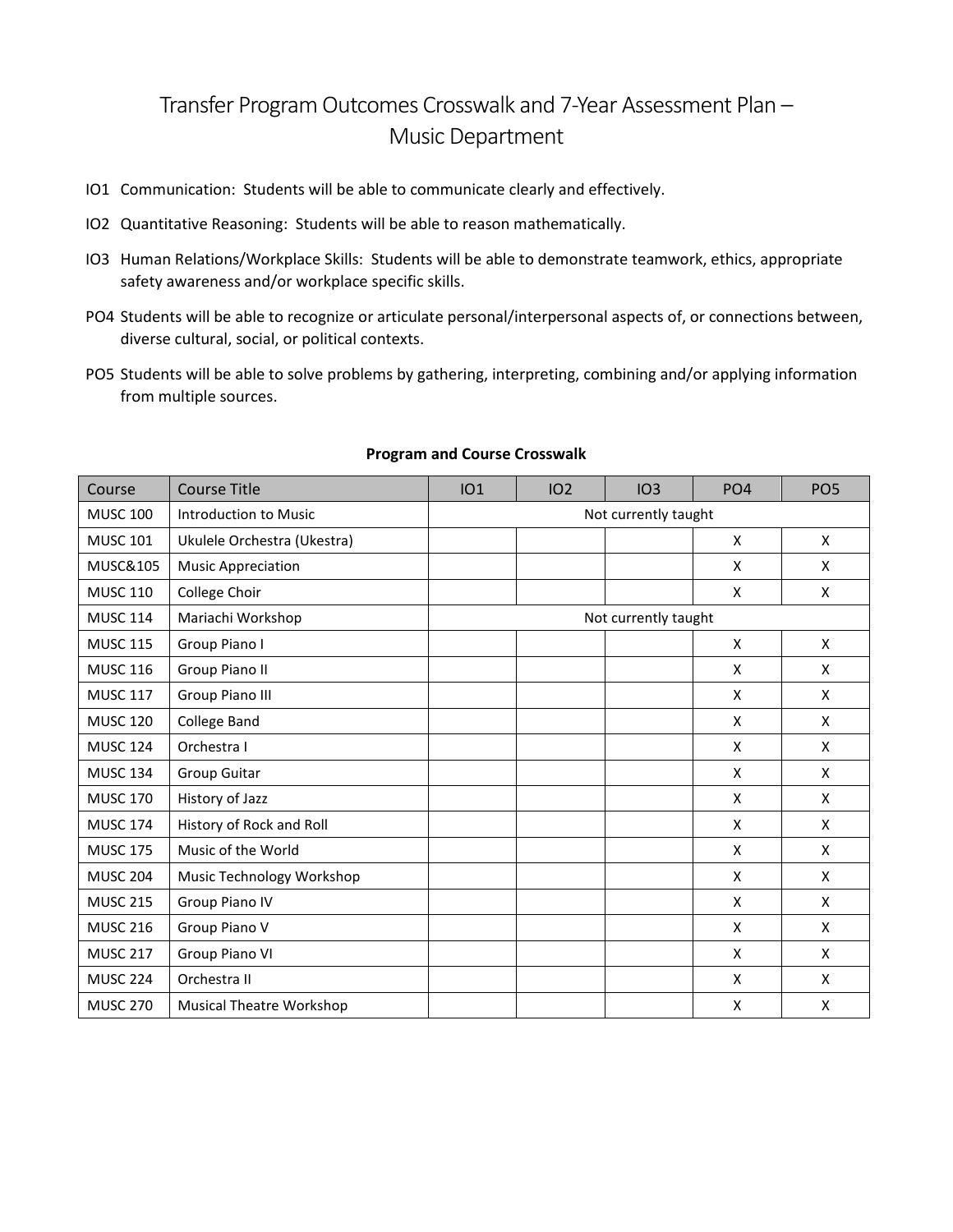# Transfer Program Outcomes Crosswalk and 7-Year Assessment Plan – Music Department

IO1 Communication: Students will be able to communicate clearly and effectively.

IO2 Quantitative Reasoning: Students will be able to reason mathematically.

IO3 Human Relations/Workplace Skills: Students will be able to demonstrate teamwork, ethics, appropriate safety awareness and/or workplace specific skills.

PO4 Students will be able to recognize or articulate personal/interpersonal aspects of, or connections between, diverse cultural, social, or political contexts.

PO5 Students will be able to solve problems by gathering, interpreting, combining and/or applying information from multiple sources.

**Program and Course Crosswalk**

| Course | Course Title | IO1 | IO2 | IO3 | PO4 | PO5 |
|---|---|---|---|---|---|---|
| MUSC 100 | Introduction to Music | Not currently taught | | | | |
| MUSC 101 | Ukulele Orchestra (Ukestra) | | | | X | X |
| MUSC&105 | Music Appreciation | | | | X | X |
| MUSC 110 | College Choir | | | | X | X |
| MUSC 114 | Mariachi Workshop | Not currently taught | | | | |
| MUSC 115 | Group Piano I | | | | X | X |
| MUSC 116 | Group Piano II | | | | X | X |
| MUSC 117 | Group Piano III | | | | X | X |
| MUSC 120 | College Band | | | | X | X |
| MUSC 124 | Orchestra I | | | | X | X |
| MUSC 134 | Group Guitar | | | | X | X |
| MUSC 170 | History of Jazz | | | | X | X |
| MUSC 174 | History of Rock and Roll | | | | X | X |
| MUSC 175 | Music of the World | | | | X | X |
| MUSC 204 | Music Technology Workshop | | | | X | X |
| MUSC 215 | Group Piano IV | | | | X | X |
| MUSC 216 | Group Piano V | | | | X | X |
| MUSC 217 | Group Piano VI | | | | X | X |
| MUSC 224 | Orchestra II | | | | X | X |
| MUSC 270 | Musical Theatre Workshop | | | | X | X |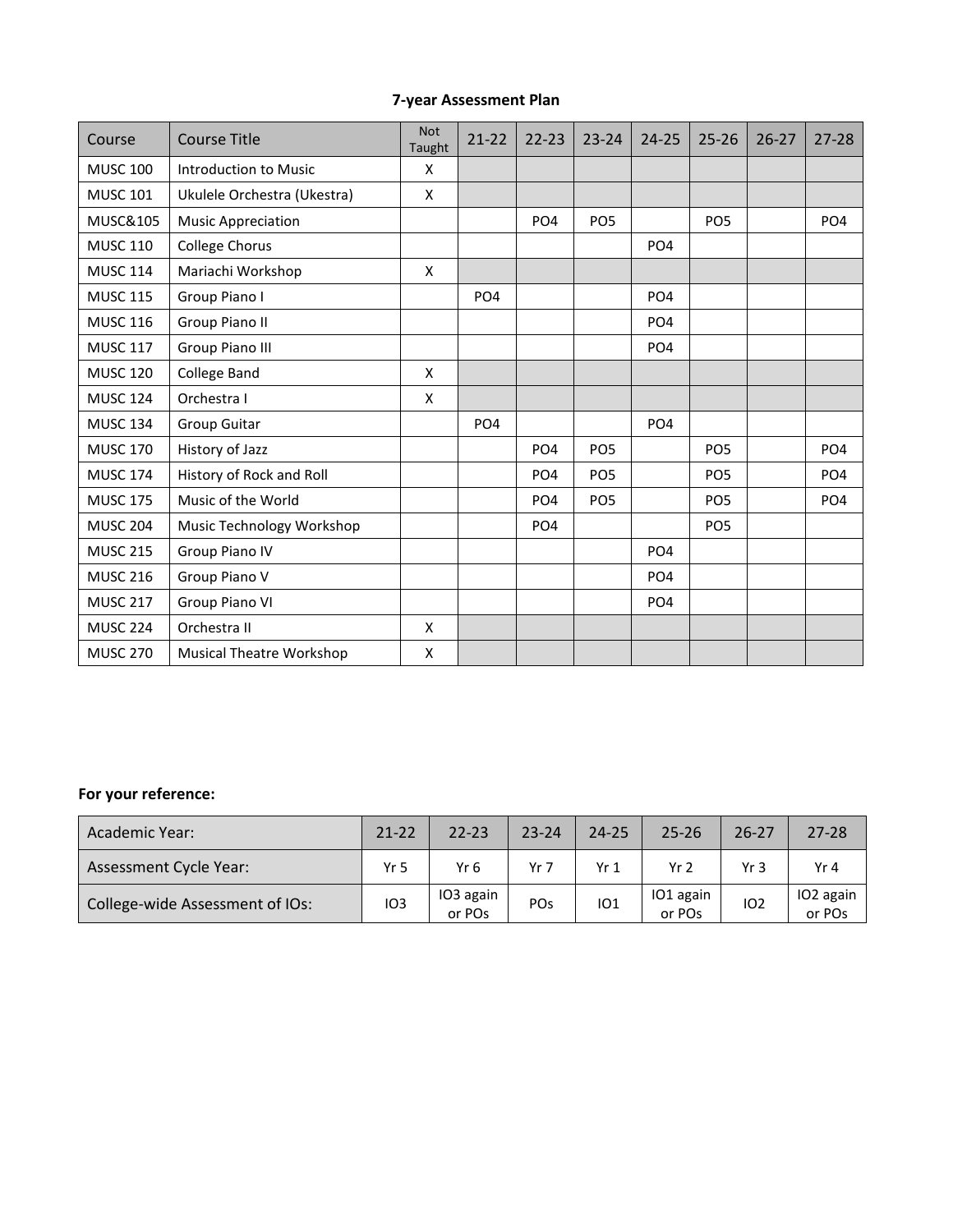**7-year Assessment Plan**

| Course | Course Title | Not Taught | 21-22 | 22-23 | 23-24 | 24-25 | 25-26 | 26-27 | 27-28 |
|---|---|---|---|---|---|---|---|---|---|
| MUSC 100 | Introduction to Music | X | | | | | | | |
| MUSC 101 | Ukulele Orchestra (Ukestra) | X | | | | | | | |
| MUSC&105 | Music Appreciation | | | PO4 | PO5 | | PO5 | | PO4 |
| MUSC 110 | College Chorus | | | | | PO4 | | | |
| MUSC 114 | Mariachi Workshop | X | | | | | | | |
| MUSC 115 | Group Piano I | | PO4 | | | PO4 | | | |
| MUSC 116 | Group Piano II | | | | | PO4 | | | |
| MUSC 117 | Group Piano III | | | | | PO4 | | | |
| MUSC 120 | College Band | X | | | | | | | |
| MUSC 124 | Orchestra I | X | | | | | | | |
| MUSC 134 | Group Guitar | | PO4 | | | PO4 | | | |
| MUSC 170 | History of Jazz | | | PO4 | PO5 | | PO5 | | PO4 |
| MUSC 174 | History of Rock and Roll | | | PO4 | PO5 | | PO5 | | PO4 |
| MUSC 175 | Music of the World | | | PO4 | PO5 | | PO5 | | PO4 |
| MUSC 204 | Music Technology Workshop | | | PO4 | | | PO5 | | |
| MUSC 215 | Group Piano IV | | | | | PO4 | | | |
| MUSC 216 | Group Piano V | | | | | PO4 | | | |
| MUSC 217 | Group Piano VI | | | | | PO4 | | | |
| MUSC 224 | Orchestra II | X | | | | | | | |
| MUSC 270 | Musical Theatre Workshop | X | | | | | | | |

**For your reference:**

| Academic Year: | 21-22 | 22-23 | 23-24 | 24-25 | 25-26 | 26-27 | 27-28 |
|---|---|---|---|---|---|---|---|
| Assessment Cycle Year: | Yr 5 | Yr 6 | Yr 7 | Yr 1 | Yr 2 | Yr 3 | Yr 4 |
| College-wide Assessment of IOs: | IO3 | IO3 again or POs | POs | IO1 | IO1 again or POs | IO2 | IO2 again or POs |